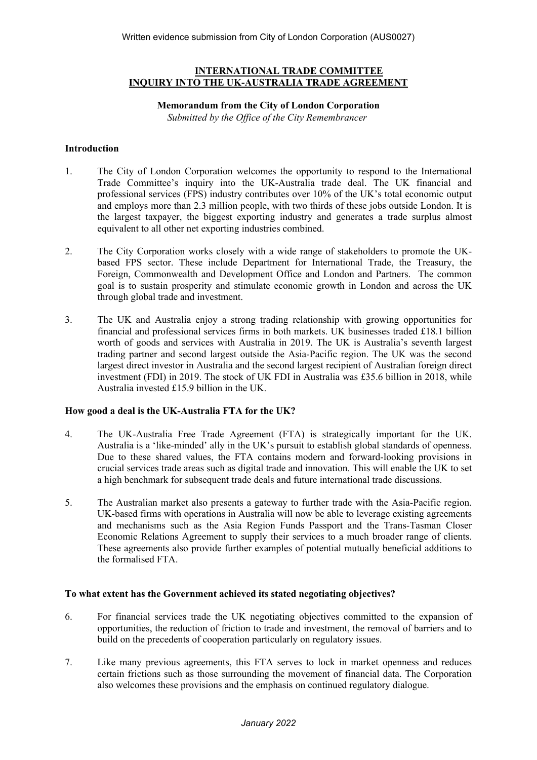Written evidence submission from City of London Corporation (AUS0027)

## INTERNATIONAL TRADE COMMITTEE
## INQUIRY INTO THE UK-AUSTRALIA TRADE AGREEMENT

**Memorandum from the City of London Corporation**

*Submitted by the Office of the City Remembrancer*

### Introduction

1. The City of London Corporation welcomes the opportunity to respond to the International Trade Committee's inquiry into the UK-Australia trade deal. The UK financial and professional services (FPS) industry contributes over 10% of the UK's total economic output and employs more than 2.3 million people, with two thirds of these jobs outside London. It is the largest taxpayer, the biggest exporting industry and generates a trade surplus almost equivalent to all other net exporting industries combined.

2. The City Corporation works closely with a wide range of stakeholders to promote the UK-based FPS sector. These include Department for International Trade, the Treasury, the Foreign, Commonwealth and Development Office and London and Partners. The common goal is to sustain prosperity and stimulate economic growth in London and across the UK through global trade and investment.

3. The UK and Australia enjoy a strong trading relationship with growing opportunities for financial and professional services firms in both markets. UK businesses traded £18.1 billion worth of goods and services with Australia in 2019. The UK is Australia's seventh largest trading partner and second largest outside the Asia-Pacific region. The UK was the second largest direct investor in Australia and the second largest recipient of Australian foreign direct investment (FDI) in 2019. The stock of UK FDI in Australia was £35.6 billion in 2018, while Australia invested £15.9 billion in the UK.

### How good a deal is the UK-Australia FTA for the UK?

4. The UK-Australia Free Trade Agreement (FTA) is strategically important for the UK. Australia is a 'like-minded' ally in the UK's pursuit to establish global standards of openness. Due to these shared values, the FTA contains modern and forward-looking provisions in crucial services trade areas such as digital trade and innovation. This will enable the UK to set a high benchmark for subsequent trade deals and future international trade discussions.

5. The Australian market also presents a gateway to further trade with the Asia-Pacific region. UK-based firms with operations in Australia will now be able to leverage existing agreements and mechanisms such as the Asia Region Funds Passport and the Trans-Tasman Closer Economic Relations Agreement to supply their services to a much broader range of clients. These agreements also provide further examples of potential mutually beneficial additions to the formalised FTA.

### To what extent has the Government achieved its stated negotiating objectives?

6. For financial services trade the UK negotiating objectives committed to the expansion of opportunities, the reduction of friction to trade and investment, the removal of barriers and to build on the precedents of cooperation particularly on regulatory issues.

7. Like many previous agreements, this FTA serves to lock in market openness and reduces certain frictions such as those surrounding the movement of financial data. The Corporation also welcomes these provisions and the emphasis on continued regulatory dialogue.

*January 2022*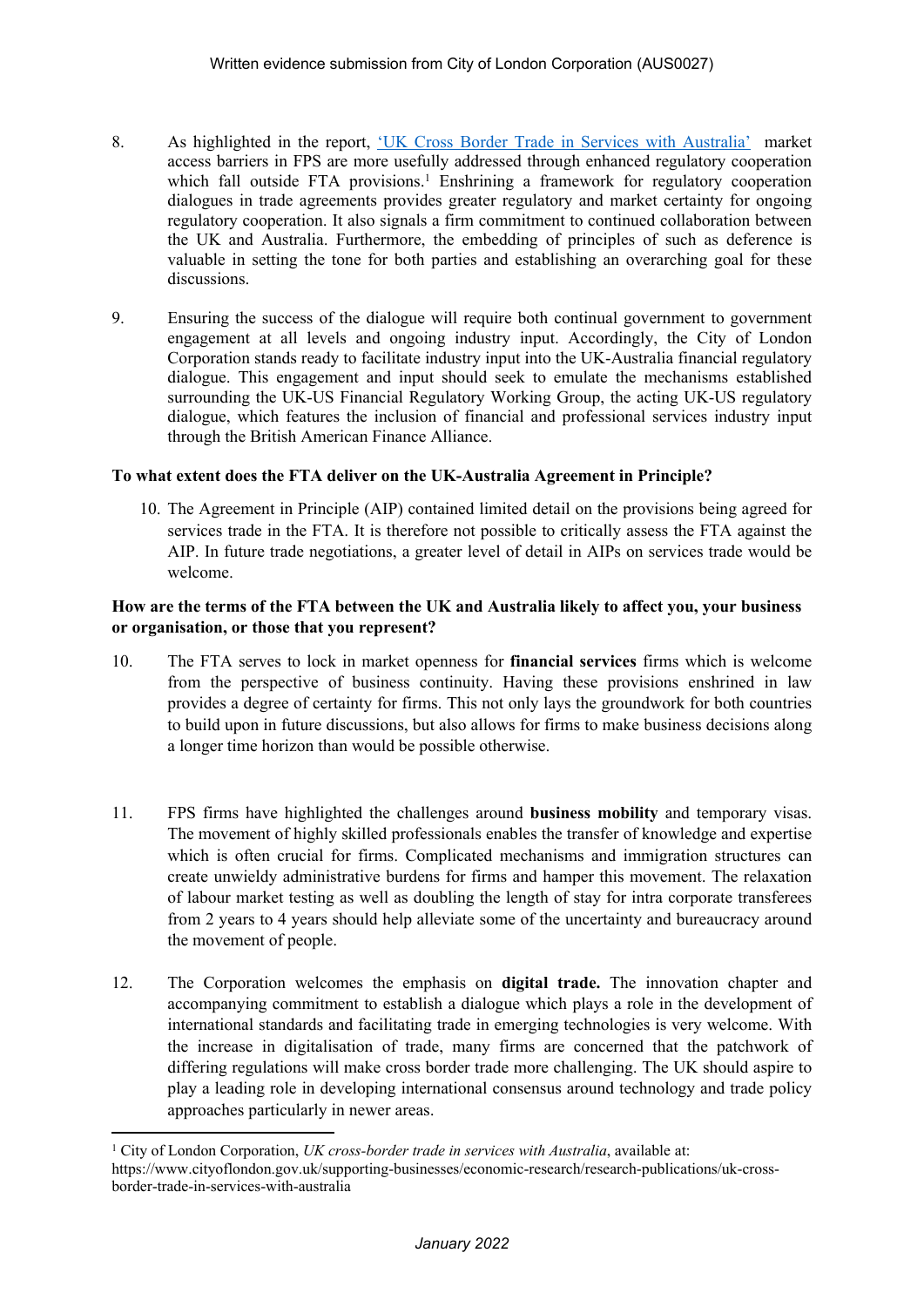8. As highlighted in the report, 'UK Cross Border Trade in Services with Australia' market access barriers in FPS are more usefully addressed through enhanced regulatory cooperation which fall outside FTA provisions.[1] Enshrining a framework for regulatory cooperation dialogues in trade agreements provides greater regulatory and market certainty for ongoing regulatory cooperation. It also signals a firm commitment to continued collaboration between the UK and Australia. Furthermore, the embedding of principles of such as deference is valuable in setting the tone for both parties and establishing an overarching goal for these discussions.

9. Ensuring the success of the dialogue will require both continual government to government engagement at all levels and ongoing industry input. Accordingly, the City of London Corporation stands ready to facilitate industry input into the UK-Australia financial regulatory dialogue. This engagement and input should seek to emulate the mechanisms established surrounding the UK-US Financial Regulatory Working Group, the acting UK-US regulatory dialogue, which features the inclusion of financial and professional services industry input through the British American Finance Alliance.

**To what extent does the FTA deliver on the UK-Australia Agreement in Principle?**

10. The Agreement in Principle (AIP) contained limited detail on the provisions being agreed for services trade in the FTA. It is therefore not possible to critically assess the FTA against the AIP. In future trade negotiations, a greater level of detail in AIPs on services trade would be welcome.

**How are the terms of the FTA between the UK and Australia likely to affect you, your business or organisation, or those that you represent?**

10. The FTA serves to lock in market openness for **financial services** firms which is welcome from the perspective of business continuity. Having these provisions enshrined in law provides a degree of certainty for firms. This not only lays the groundwork for both countries to build upon in future discussions, but also allows for firms to make business decisions along a longer time horizon than would be possible otherwise.

11. FPS firms have highlighted the challenges around **business mobility** and temporary visas. The movement of highly skilled professionals enables the transfer of knowledge and expertise which is often crucial for firms. Complicated mechanisms and immigration structures can create unwieldy administrative burdens for firms and hamper this movement. The relaxation of labour market testing as well as doubling the length of stay for intra corporate transferees from 2 years to 4 years should help alleviate some of the uncertainty and bureaucracy around the movement of people.

12. The Corporation welcomes the emphasis on **digital trade.** The innovation chapter and accompanying commitment to establish a dialogue which plays a role in the development of international standards and facilitating trade in emerging technologies is very welcome. With the increase in digitalisation of trade, many firms are concerned that the patchwork of differing regulations will make cross border trade more challenging. The UK should aspire to play a leading role in developing international consensus around technology and trade policy approaches particularly in newer areas.

[1] City of London Corporation, *UK cross-border trade in services with Australia*, available at: https://www.cityoflondon.gov.uk/supporting-businesses/economic-research/research-publications/uk-cross-border-trade-in-services-with-australia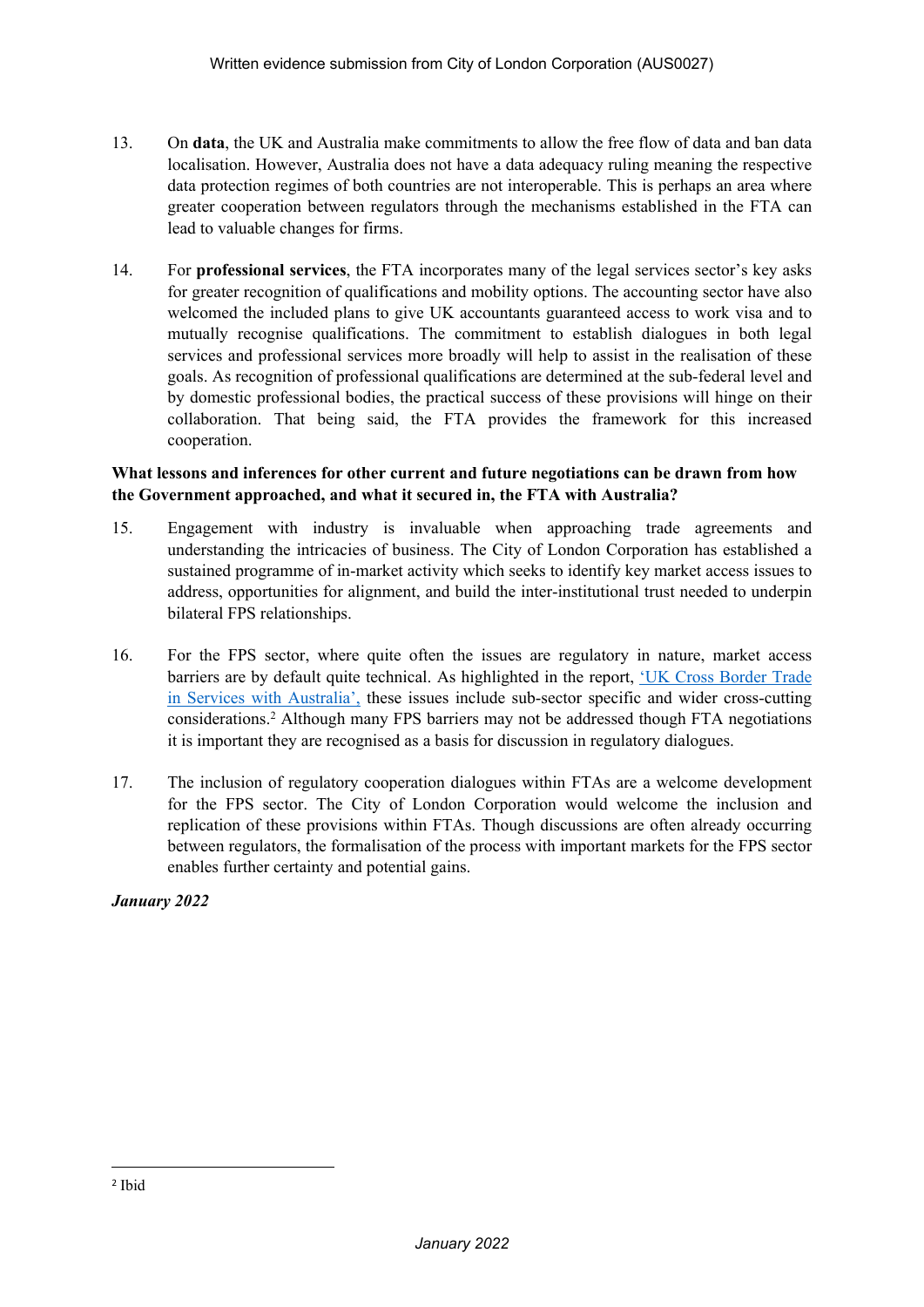13. On **data**, the UK and Australia make commitments to allow the free flow of data and ban data localisation. However, Australia does not have a data adequacy ruling meaning the respective data protection regimes of both countries are not interoperable. This is perhaps an area where greater cooperation between regulators through the mechanisms established in the FTA can lead to valuable changes for firms.

14. For **professional services**, the FTA incorporates many of the legal services sector's key asks for greater recognition of qualifications and mobility options. The accounting sector have also welcomed the included plans to give UK accountants guaranteed access to work visa and to mutually recognise qualifications. The commitment to establish dialogues in both legal services and professional services more broadly will help to assist in the realisation of these goals. As recognition of professional qualifications are determined at the sub-federal level and by domestic professional bodies, the practical success of these provisions will hinge on their collaboration. That being said, the FTA provides the framework for this increased cooperation.

**What lessons and inferences for other current and future negotiations can be drawn from how the Government approached, and what it secured in, the FTA with Australia?**

15. Engagement with industry is invaluable when approaching trade agreements and understanding the intricacies of business. The City of London Corporation has established a sustained programme of in-market activity which seeks to identify key market access issues to address, opportunities for alignment, and build the inter-institutional trust needed to underpin bilateral FPS relationships.

16. For the FPS sector, where quite often the issues are regulatory in nature, market access barriers are by default quite technical. As highlighted in the report, 'UK Cross Border Trade in Services with Australia', these issues include sub-sector specific and wider cross-cutting considerations.[2] Although many FPS barriers may not be addressed though FTA negotiations it is important they are recognised as a basis for discussion in regulatory dialogues.

17. The inclusion of regulatory cooperation dialogues within FTAs are a welcome development for the FPS sector. The City of London Corporation would welcome the inclusion and replication of these provisions within FTAs. Though discussions are often already occurring between regulators, the formalisation of the process with important markets for the FPS sector enables further certainty and potential gains.

***January 2022***

[2] Ibid